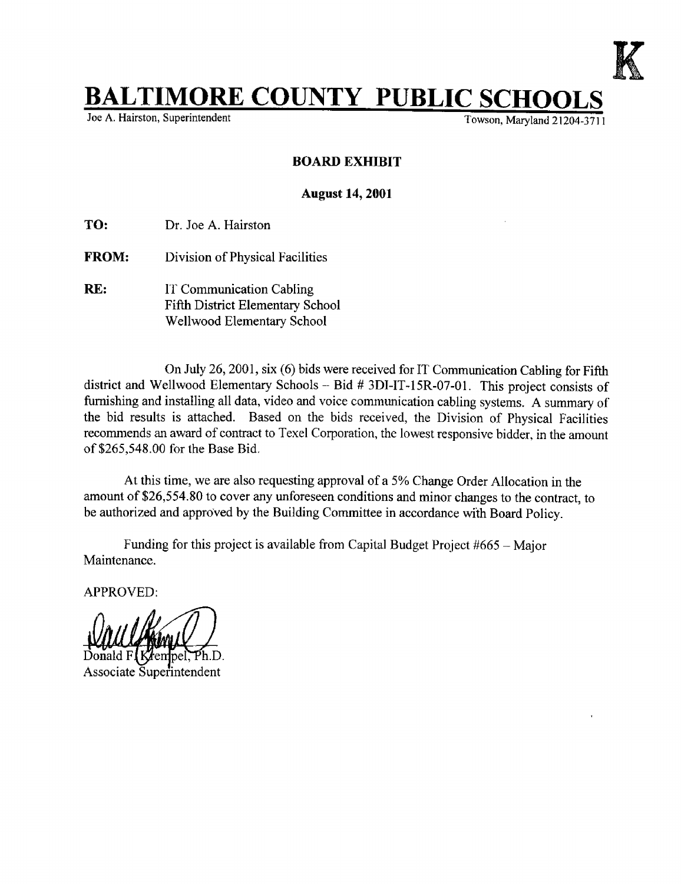K

# BALTIMORE COUNTY PUBLIC SCHOOLS

Joe A. Hairston, Superintendent

Towson, Maryland 21204-3711

**BOARD EXHIBIT**

**August 14, 2001**

**TO:** Dr. Joe A. Hairston

**FROM:** Division of Physical Facilities

**RE:** IT Communication Cabling
Fifth District Elementary School
Wellwood Elementary School

On July 26, 2001, six (6) bids were received for IT Communication Cabling for Fifth district and Wellwood Elementary Schools – Bid # 3DI-IT-15R-07-01. This project consists of furnishing and installing all data, video and voice communication cabling systems. A summary of the bid results is attached. Based on the bids received, the Division of Physical Facilities recommends an award of contract to Texel Corporation, the lowest responsive bidder, in the amount of $265,548.00 for the Base Bid.

At this time, we are also requesting approval of a 5% Change Order Allocation in the amount of $26,554.80 to cover any unforeseen conditions and minor changes to the contract, to be authorized and approved by the Building Committee in accordance with Board Policy.

Funding for this project is available from Capital Budget Project #665 – Major Maintenance.

APPROVED:

Donald F. Krempel, Ph.D.
Associate Superintendent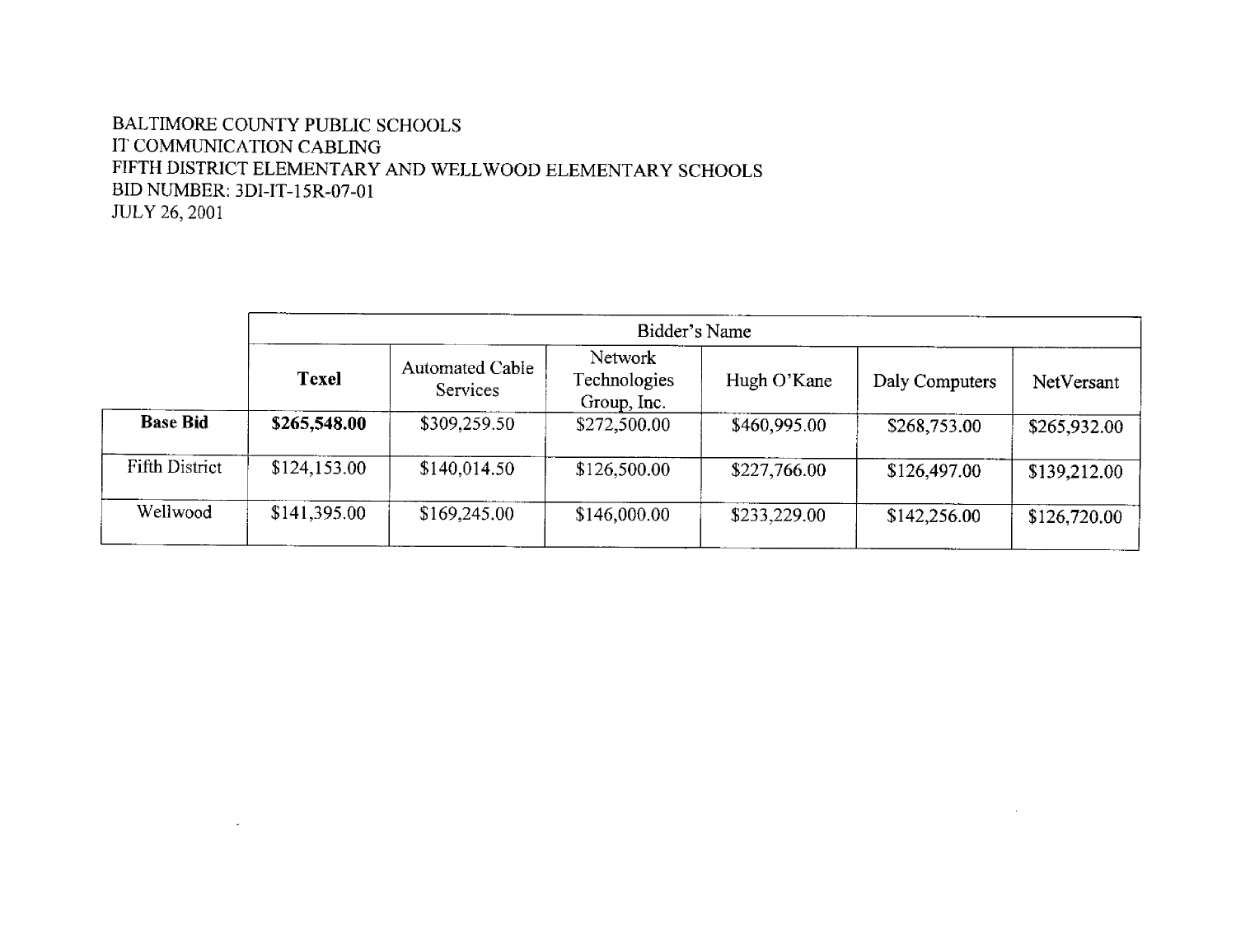BALTIMORE COUNTY PUBLIC SCHOOLS
IT COMMUNICATION CABLING
FIFTH DISTRICT ELEMENTARY AND WELLWOOD ELEMENTARY SCHOOLS
BID NUMBER: 3DI-IT-15R-07-01
JULY 26, 2001

| | Bidder's Name | | | | | |
|---|---|---|---|---|---|---|
| | **Texel** | Automated Cable Services | Network Technologies Group, Inc. | Hugh O'Kane | Daly Computers | NetVersant |
| **Base Bid** | **$265,548.00** | $309,259.50 | $272,500.00 | $460,995.00 | $268,753.00 | $265,932.00 |
| Fifth District | $124,153.00 | $140,014.50 | $126,500.00 | $227,766.00 | $126,497.00 | $139,212.00 |
| Wellwood | $141,395.00 | $169,245.00 | $146,000.00 | $233,229.00 | $142,256.00 | $126,720.00 |